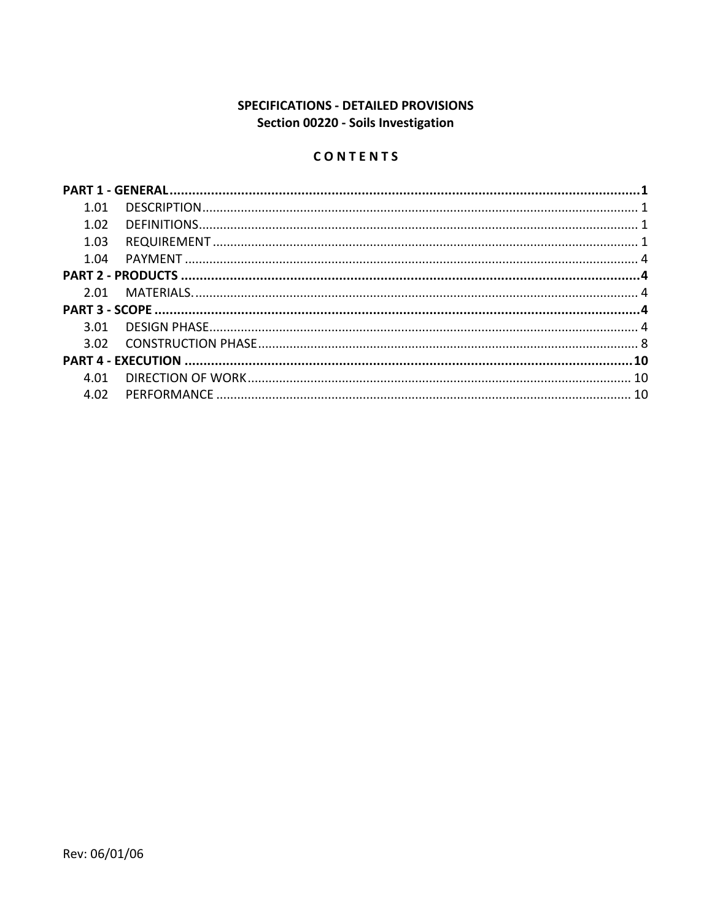**SPECIFICATIONS - DETAILED PROVISIONS**
**Section 00220 - Soils Investigation**

**C O N T E N T S**

| | |
|---|---|
| **PART 1 - GENERAL** | **1** |
| 1.01 DESCRIPTION | 1 |
| 1.02 DEFINITIONS | 1 |
| 1.03 REQUIREMENT | 1 |
| 1.04 PAYMENT | 4 |
| **PART 2 - PRODUCTS** | **4** |
| 2.01 MATERIALS. | 4 |
| **PART 3 - SCOPE** | **4** |
| 3.01 DESIGN PHASE | 4 |
| 3.02 CONSTRUCTION PHASE | 8 |
| **PART 4 - EXECUTION** | **10** |
| 4.01 DIRECTION OF WORK | 10 |
| 4.02 PERFORMANCE | 10 |

Rev: 06/01/06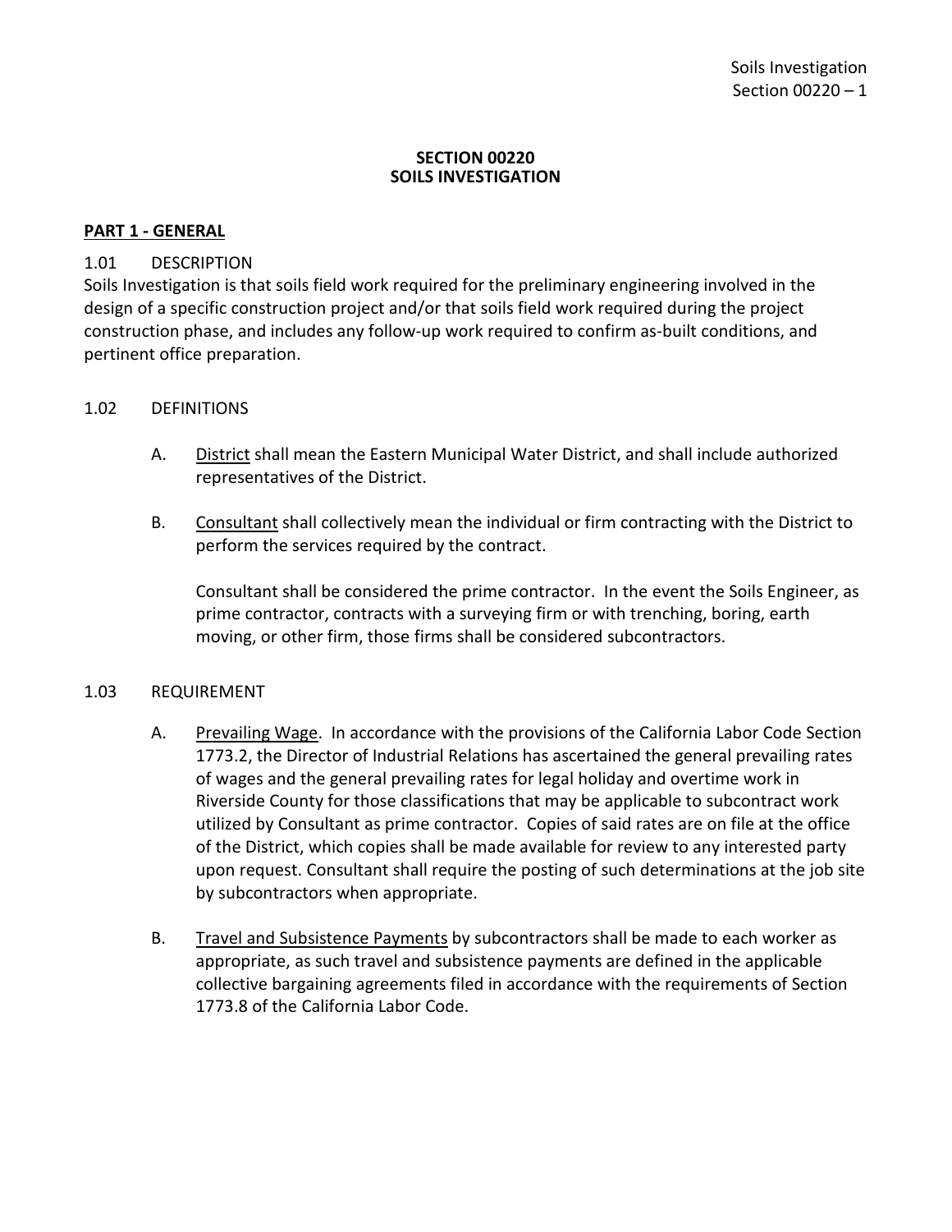# SECTION 00220
# SOILS INVESTIGATION

## PART 1 - GENERAL

### 1.01 DESCRIPTION

Soils Investigation is that soils field work required for the preliminary engineering involved in the design of a specific construction project and/or that soils field work required during the project construction phase, and includes any follow-up work required to confirm as-built conditions, and pertinent office preparation.

### 1.02 DEFINITIONS

A. District shall mean the Eastern Municipal Water District, and shall include authorized representatives of the District.

B. Consultant shall collectively mean the individual or firm contracting with the District to perform the services required by the contract.

   Consultant shall be considered the prime contractor. In the event the Soils Engineer, as prime contractor, contracts with a surveying firm or with trenching, boring, earth moving, or other firm, those firms shall be considered subcontractors.

### 1.03 REQUIREMENT

A. Prevailing Wage. In accordance with the provisions of the California Labor Code Section 1773.2, the Director of Industrial Relations has ascertained the general prevailing rates of wages and the general prevailing rates for legal holiday and overtime work in Riverside County for those classifications that may be applicable to subcontract work utilized by Consultant as prime contractor. Copies of said rates are on file at the office of the District, which copies shall be made available for review to any interested party upon request. Consultant shall require the posting of such determinations at the job site by subcontractors when appropriate.

B. Travel and Subsistence Payments by subcontractors shall be made to each worker as appropriate, as such travel and subsistence payments are defined in the applicable collective bargaining agreements filed in accordance with the requirements of Section 1773.8 of the California Labor Code.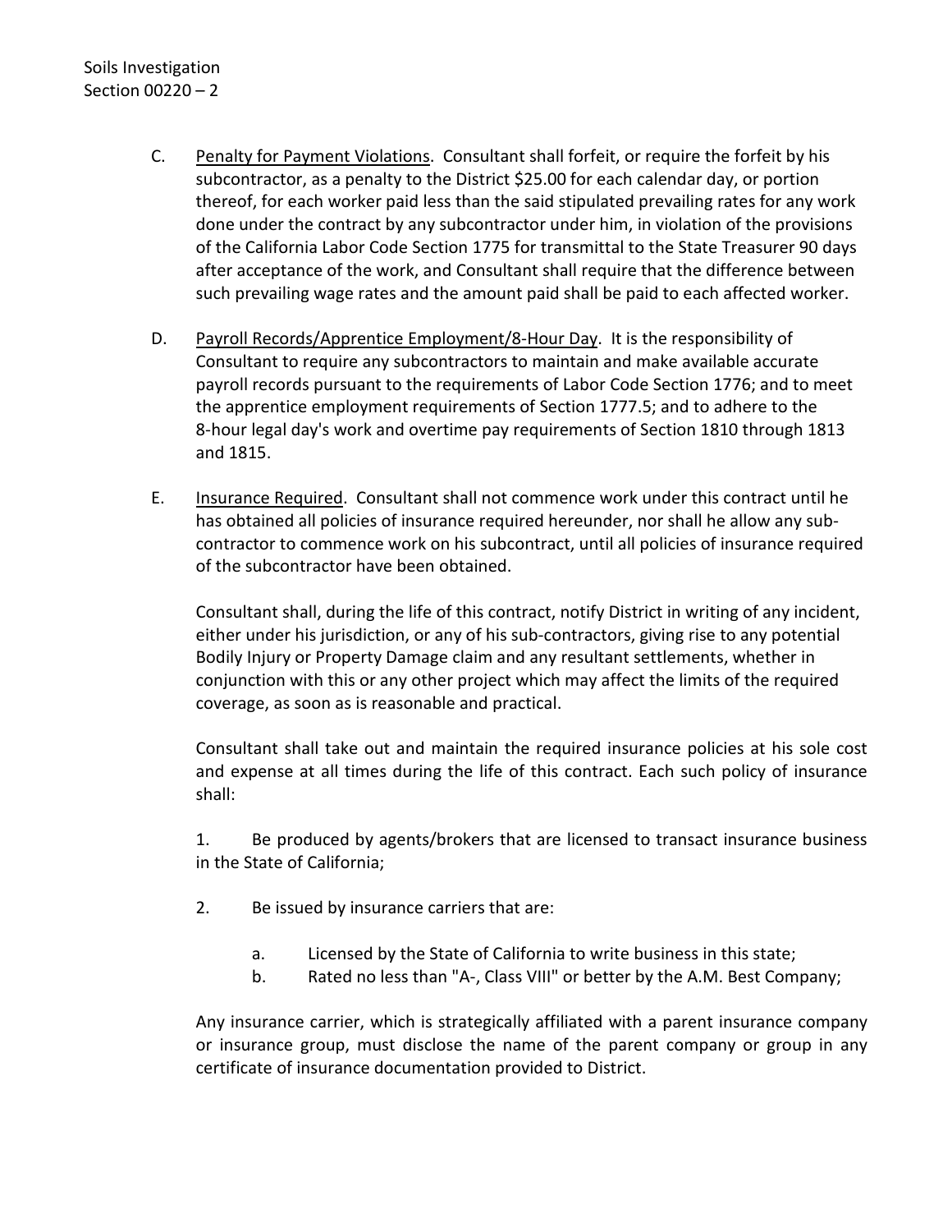C. <u>Penalty for Payment Violations</u>. Consultant shall forfeit, or require the forfeit by his subcontractor, as a penalty to the District $25.00 for each calendar day, or portion thereof, for each worker paid less than the said stipulated prevailing rates for any work done under the contract by any subcontractor under him, in violation of the provisions of the California Labor Code Section 1775 for transmittal to the State Treasurer 90 days after acceptance of the work, and Consultant shall require that the difference between such prevailing wage rates and the amount paid shall be paid to each affected worker.

D. <u>Payroll Records/Apprentice Employment/8-Hour Day</u>. It is the responsibility of Consultant to require any subcontractors to maintain and make available accurate payroll records pursuant to the requirements of Labor Code Section 1776; and to meet the apprentice employment requirements of Section 1777.5; and to adhere to the 8-hour legal day's work and overtime pay requirements of Section 1810 through 1813 and 1815.

E. <u>Insurance Required</u>. Consultant shall not commence work under this contract until he has obtained all policies of insurance required hereunder, nor shall he allow any sub-contractor to commence work on his subcontract, until all policies of insurance required of the subcontractor have been obtained.

Consultant shall, during the life of this contract, notify District in writing of any incident, either under his jurisdiction, or any of his sub-contractors, giving rise to any potential Bodily Injury or Property Damage claim and any resultant settlements, whether in conjunction with this or any other project which may affect the limits of the required coverage, as soon as is reasonable and practical.

Consultant shall take out and maintain the required insurance policies at his sole cost and expense at all times during the life of this contract. Each such policy of insurance shall:

1. Be produced by agents/brokers that are licensed to transact insurance business in the State of California;

2. Be issued by insurance carriers that are:

   a. Licensed by the State of California to write business in this state;
   
   b. Rated no less than "A-, Class VIII" or better by the A.M. Best Company;

Any insurance carrier, which is strategically affiliated with a parent insurance company or insurance group, must disclose the name of the parent company or group in any certificate of insurance documentation provided to District.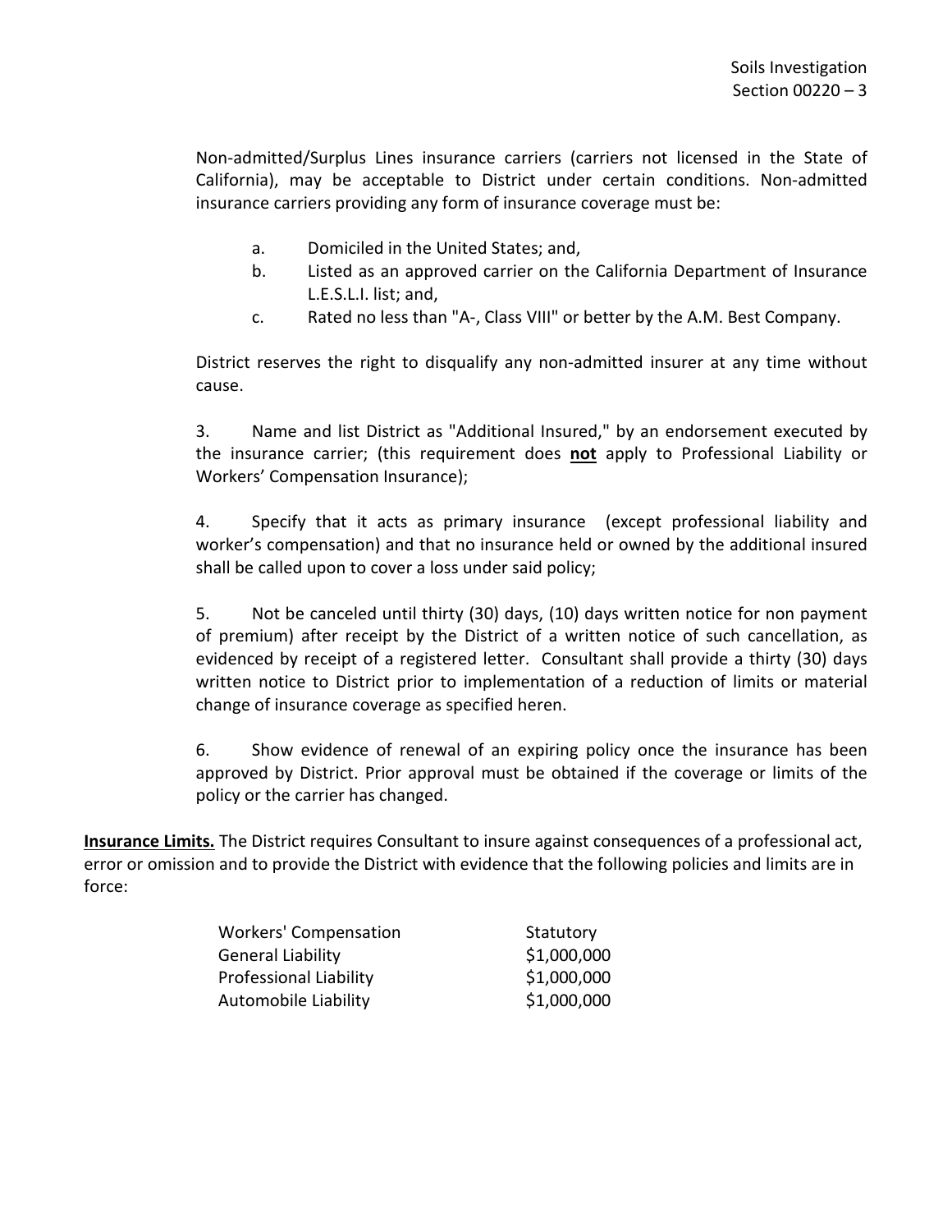Non-admitted/Surplus Lines insurance carriers (carriers not licensed in the State of California), may be acceptable to District under certain conditions. Non-admitted insurance carriers providing any form of insurance coverage must be:

a. Domiciled in the United States; and,
b. Listed as an approved carrier on the California Department of Insurance L.E.S.L.I. list; and,
c. Rated no less than "A-, Class VIII" or better by the A.M. Best Company.

District reserves the right to disqualify any non-admitted insurer at any time without cause.

3. Name and list District as "Additional Insured," by an endorsement executed by the insurance carrier; (this requirement does **not** apply to Professional Liability or Workers' Compensation Insurance);

4. Specify that it acts as primary insurance (except professional liability and worker's compensation) and that no insurance held or owned by the additional insured shall be called upon to cover a loss under said policy;

5. Not be canceled until thirty (30) days, (10) days written notice for non payment of premium) after receipt by the District of a written notice of such cancellation, as evidenced by receipt of a registered letter. Consultant shall provide a thirty (30) days written notice to District prior to implementation of a reduction of limits or material change of insurance coverage as specified heren.

6. Show evidence of renewal of an expiring policy once the insurance has been approved by District. Prior approval must be obtained if the coverage or limits of the policy or the carrier has changed.

**Insurance Limits.** The District requires Consultant to insure against consequences of a professional act, error or omission and to provide the District with evidence that the following policies and limits are in force:

| | |
|---|---|
| Workers' Compensation | Statutory |
| General Liability | $1,000,000 |
| Professional Liability | $1,000,000 |
| Automobile Liability | $1,000,000 |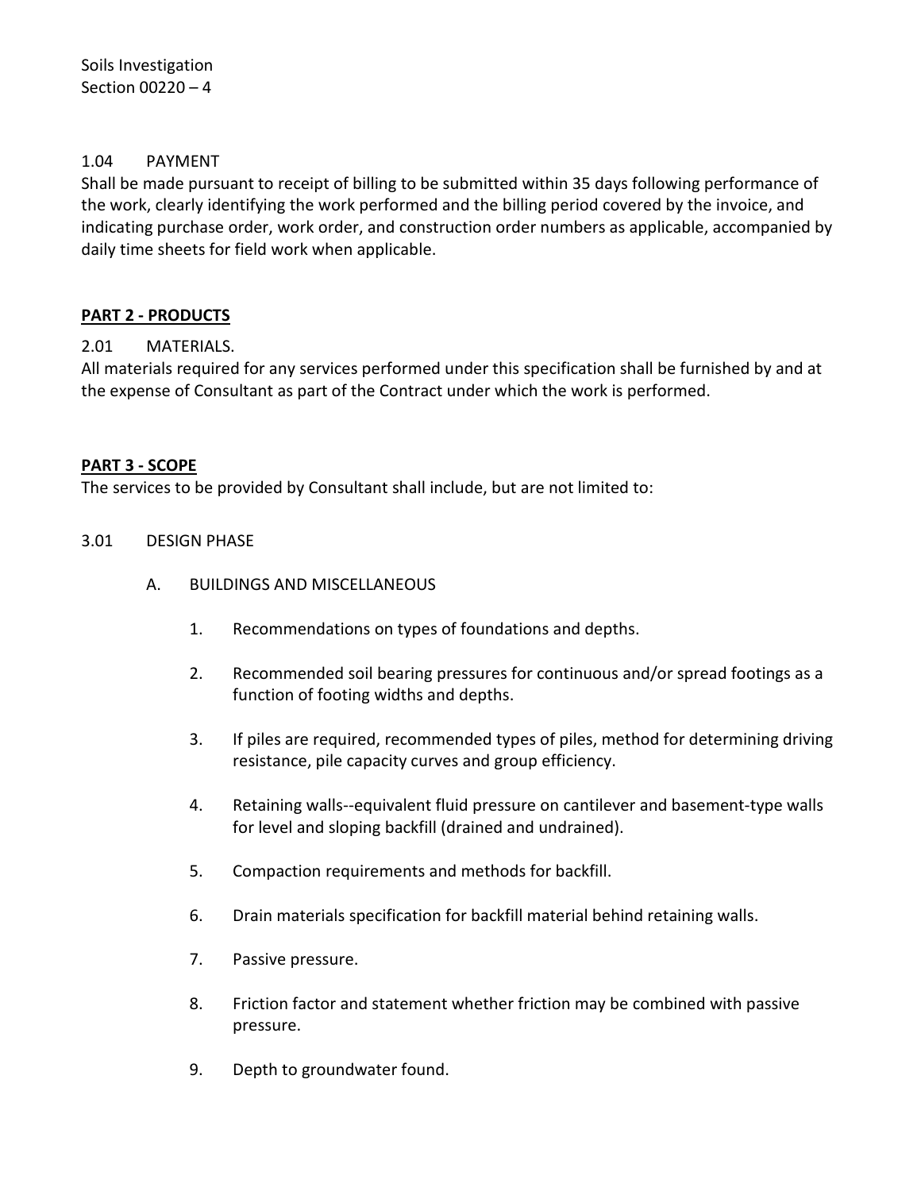1.04 PAYMENT

Shall be made pursuant to receipt of billing to be submitted within 35 days following performance of the work, clearly identifying the work performed and the billing period covered by the invoice, and indicating purchase order, work order, and construction order numbers as applicable, accompanied by daily time sheets for field work when applicable.

## PART 2 - PRODUCTS

2.01 MATERIALS.

All materials required for any services performed under this specification shall be furnished by and at the expense of Consultant as part of the Contract under which the work is performed.

## PART 3 - SCOPE

The services to be provided by Consultant shall include, but are not limited to:

3.01 DESIGN PHASE

A. BUILDINGS AND MISCELLANEOUS

1. Recommendations on types of foundations and depths.
2. Recommended soil bearing pressures for continuous and/or spread footings as a function of footing widths and depths.
3. If piles are required, recommended types of piles, method for determining driving resistance, pile capacity curves and group efficiency.
4. Retaining walls--equivalent fluid pressure on cantilever and basement-type walls for level and sloping backfill (drained and undrained).
5. Compaction requirements and methods for backfill.
6. Drain materials specification for backfill material behind retaining walls.
7. Passive pressure.
8. Friction factor and statement whether friction may be combined with passive pressure.
9. Depth to groundwater found.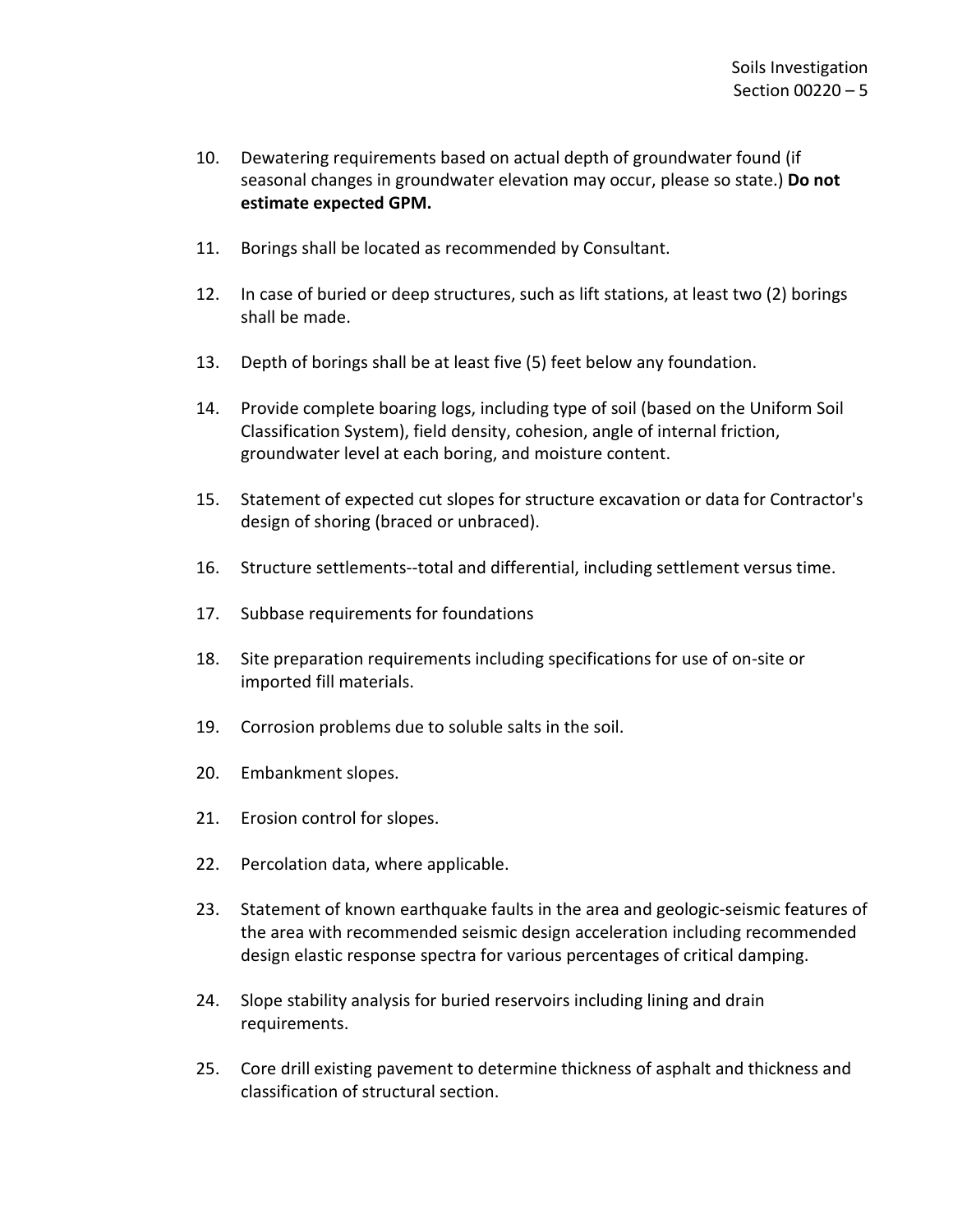10. Dewatering requirements based on actual depth of groundwater found (if seasonal changes in groundwater elevation may occur, please so state.) **Do not estimate expected GPM.**

11. Borings shall be located as recommended by Consultant.

12. In case of buried or deep structures, such as lift stations, at least two (2) borings shall be made.

13. Depth of borings shall be at least five (5) feet below any foundation.

14. Provide complete boaring logs, including type of soil (based on the Uniform Soil Classification System), field density, cohesion, angle of internal friction, groundwater level at each boring, and moisture content.

15. Statement of expected cut slopes for structure excavation or data for Contractor's design of shoring (braced or unbraced).

16. Structure settlements--total and differential, including settlement versus time.

17. Subbase requirements for foundations

18. Site preparation requirements including specifications for use of on-site or imported fill materials.

19. Corrosion problems due to soluble salts in the soil.

20. Embankment slopes.

21. Erosion control for slopes.

22. Percolation data, where applicable.

23. Statement of known earthquake faults in the area and geologic-seismic features of the area with recommended seismic design acceleration including recommended design elastic response spectra for various percentages of critical damping.

24. Slope stability analysis for buried reservoirs including lining and drain requirements.

25. Core drill existing pavement to determine thickness of asphalt and thickness and classification of structural section.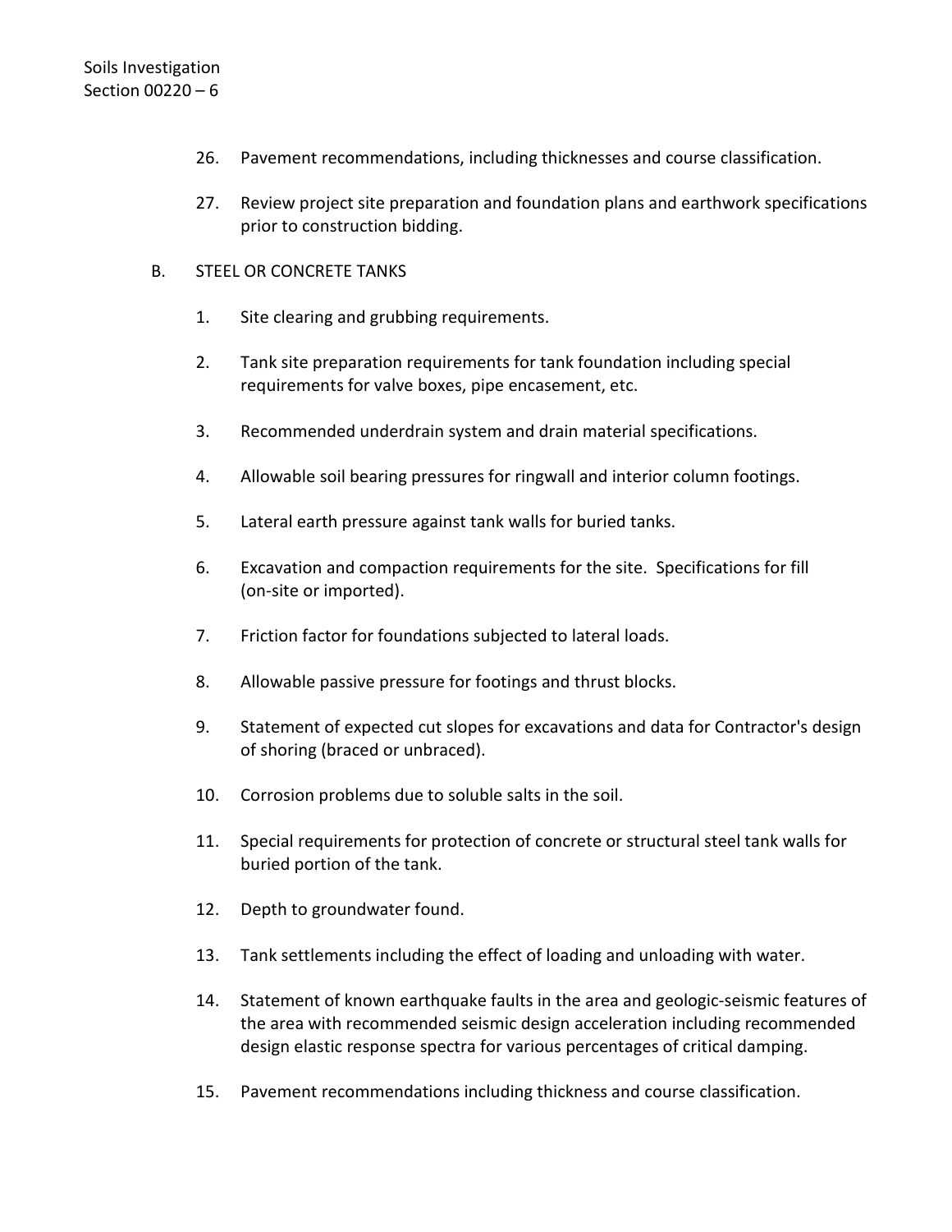26. Pavement recommendations, including thicknesses and course classification.

27. Review project site preparation and foundation plans and earthwork specifications prior to construction bidding.

B. STEEL OR CONCRETE TANKS

1. Site clearing and grubbing requirements.

2. Tank site preparation requirements for tank foundation including special requirements for valve boxes, pipe encasement, etc.

3. Recommended underdrain system and drain material specifications.

4. Allowable soil bearing pressures for ringwall and interior column footings.

5. Lateral earth pressure against tank walls for buried tanks.

6. Excavation and compaction requirements for the site. Specifications for fill (on-site or imported).

7. Friction factor for foundations subjected to lateral loads.

8. Allowable passive pressure for footings and thrust blocks.

9. Statement of expected cut slopes for excavations and data for Contractor's design of shoring (braced or unbraced).

10. Corrosion problems due to soluble salts in the soil.

11. Special requirements for protection of concrete or structural steel tank walls for buried portion of the tank.

12. Depth to groundwater found.

13. Tank settlements including the effect of loading and unloading with water.

14. Statement of known earthquake faults in the area and geologic-seismic features of the area with recommended seismic design acceleration including recommended design elastic response spectra for various percentages of critical damping.

15. Pavement recommendations including thickness and course classification.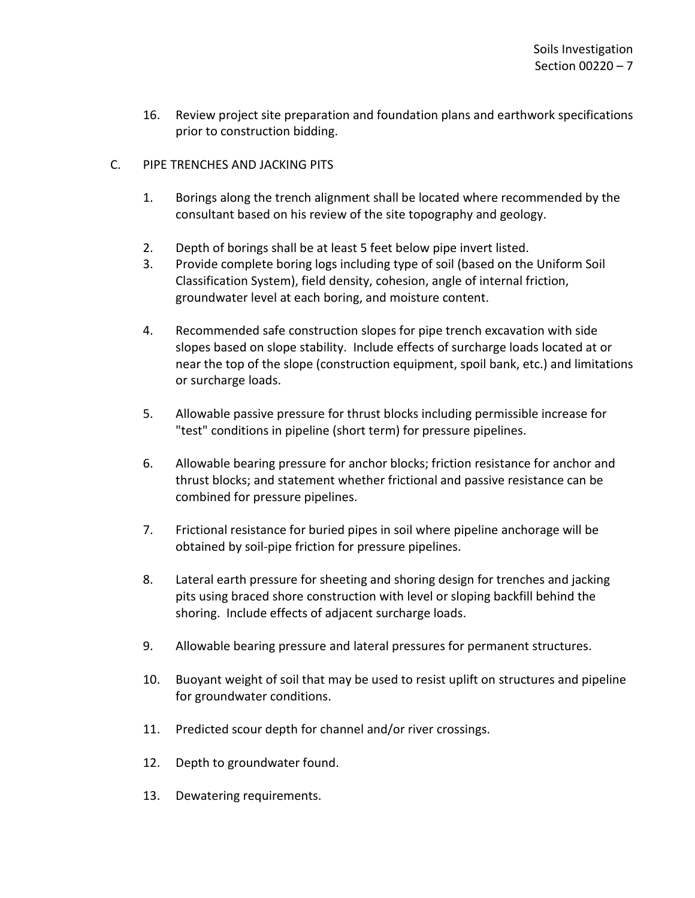16. Review project site preparation and foundation plans and earthwork specifications prior to construction bidding.

C. PIPE TRENCHES AND JACKING PITS

1. Borings along the trench alignment shall be located where recommended by the consultant based on his review of the site topography and geology.

2. Depth of borings shall be at least 5 feet below pipe invert listed.

3. Provide complete boring logs including type of soil (based on the Uniform Soil Classification System), field density, cohesion, angle of internal friction, groundwater level at each boring, and moisture content.

4. Recommended safe construction slopes for pipe trench excavation with side slopes based on slope stability. Include effects of surcharge loads located at or near the top of the slope (construction equipment, spoil bank, etc.) and limitations or surcharge loads.

5. Allowable passive pressure for thrust blocks including permissible increase for "test" conditions in pipeline (short term) for pressure pipelines.

6. Allowable bearing pressure for anchor blocks; friction resistance for anchor and thrust blocks; and statement whether frictional and passive resistance can be combined for pressure pipelines.

7. Frictional resistance for buried pipes in soil where pipeline anchorage will be obtained by soil-pipe friction for pressure pipelines.

8. Lateral earth pressure for sheeting and shoring design for trenches and jacking pits using braced shore construction with level or sloping backfill behind the shoring. Include effects of adjacent surcharge loads.

9. Allowable bearing pressure and lateral pressures for permanent structures.

10. Buoyant weight of soil that may be used to resist uplift on structures and pipeline for groundwater conditions.

11. Predicted scour depth for channel and/or river crossings.

12. Depth to groundwater found.

13. Dewatering requirements.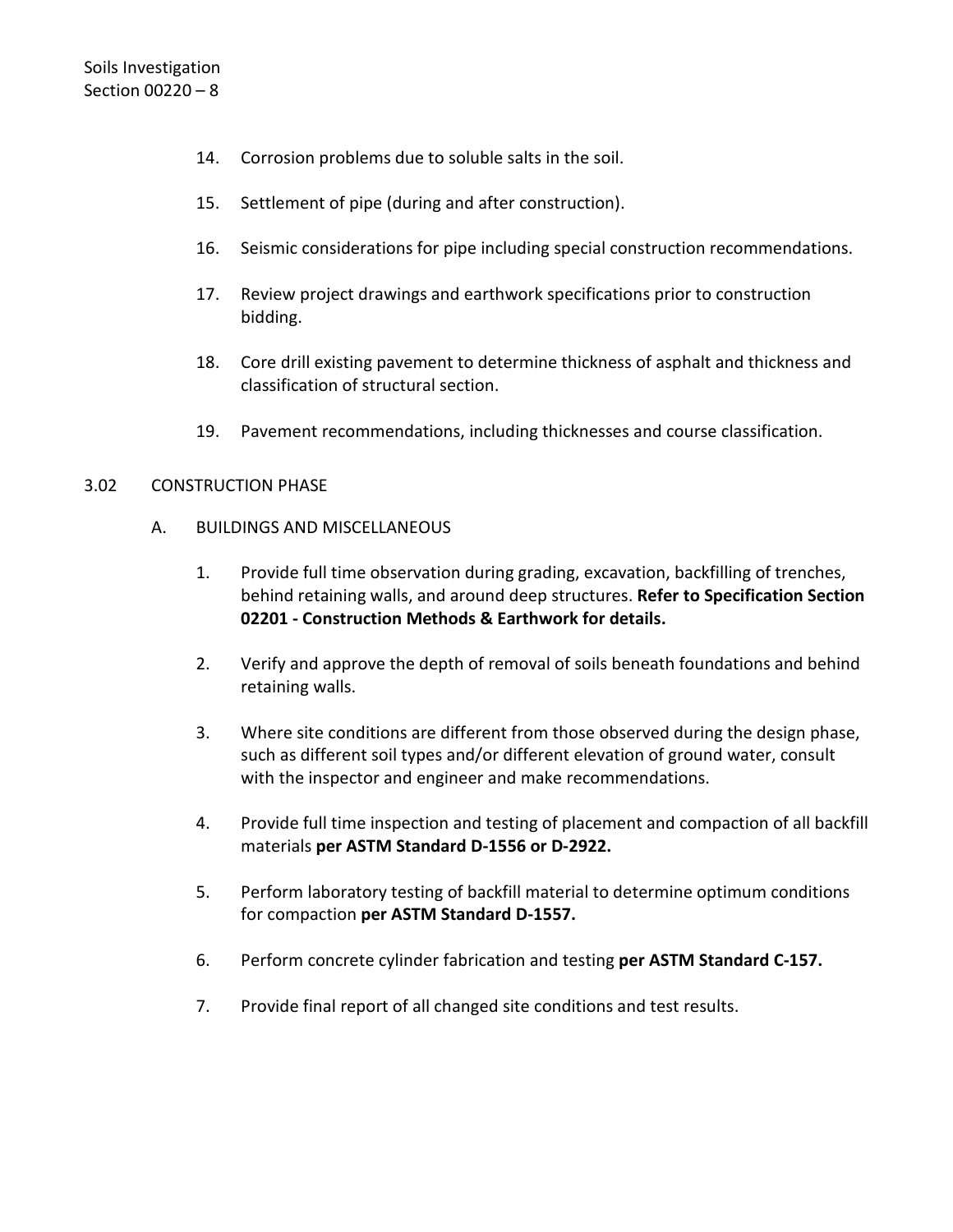14. Corrosion problems due to soluble salts in the soil.

15. Settlement of pipe (during and after construction).

16. Seismic considerations for pipe including special construction recommendations.

17. Review project drawings and earthwork specifications prior to construction bidding.

18. Core drill existing pavement to determine thickness of asphalt and thickness and classification of structural section.

19. Pavement recommendations, including thicknesses and course classification.

## 3.02 CONSTRUCTION PHASE

### A. BUILDINGS AND MISCELLANEOUS

1. Provide full time observation during grading, excavation, backfilling of trenches, behind retaining walls, and around deep structures. **Refer to Specification Section 02201 - Construction Methods & Earthwork for details.**

2. Verify and approve the depth of removal of soils beneath foundations and behind retaining walls.

3. Where site conditions are different from those observed during the design phase, such as different soil types and/or different elevation of ground water, consult with the inspector and engineer and make recommendations.

4. Provide full time inspection and testing of placement and compaction of all backfill materials **per ASTM Standard D-1556 or D-2922.**

5. Perform laboratory testing of backfill material to determine optimum conditions for compaction **per ASTM Standard D-1557.**

6. Perform concrete cylinder fabrication and testing **per ASTM Standard C-157.**

7. Provide final report of all changed site conditions and test results.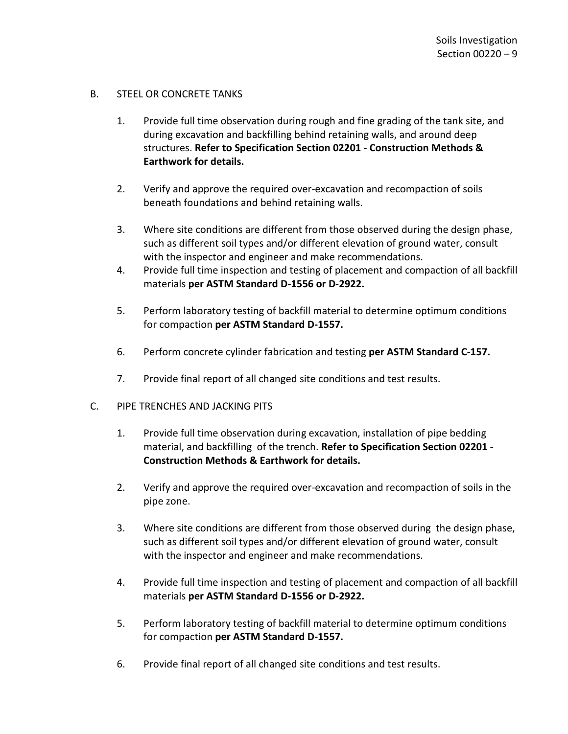## B. STEEL OR CONCRETE TANKS

1. Provide full time observation during rough and fine grading of the tank site, and during excavation and backfilling behind retaining walls, and around deep structures. **Refer to Specification Section 02201 - Construction Methods & Earthwork for details.**

2. Verify and approve the required over-excavation and recompaction of soils beneath foundations and behind retaining walls.

3. Where site conditions are different from those observed during the design phase, such as different soil types and/or different elevation of ground water, consult with the inspector and engineer and make recommendations.

4. Provide full time inspection and testing of placement and compaction of all backfill materials **per ASTM Standard D-1556 or D-2922.**

5. Perform laboratory testing of backfill material to determine optimum conditions for compaction **per ASTM Standard D-1557.**

6. Perform concrete cylinder fabrication and testing **per ASTM Standard C-157.**

7. Provide final report of all changed site conditions and test results.

## C. PIPE TRENCHES AND JACKING PITS

1. Provide full time observation during excavation, installation of pipe bedding material, and backfilling of the trench. **Refer to Specification Section 02201 - Construction Methods & Earthwork for details.**

2. Verify and approve the required over-excavation and recompaction of soils in the pipe zone.

3. Where site conditions are different from those observed during the design phase, such as different soil types and/or different elevation of ground water, consult with the inspector and engineer and make recommendations.

4. Provide full time inspection and testing of placement and compaction of all backfill materials **per ASTM Standard D-1556 or D-2922.**

5. Perform laboratory testing of backfill material to determine optimum conditions for compaction **per ASTM Standard D-1557.**

6. Provide final report of all changed site conditions and test results.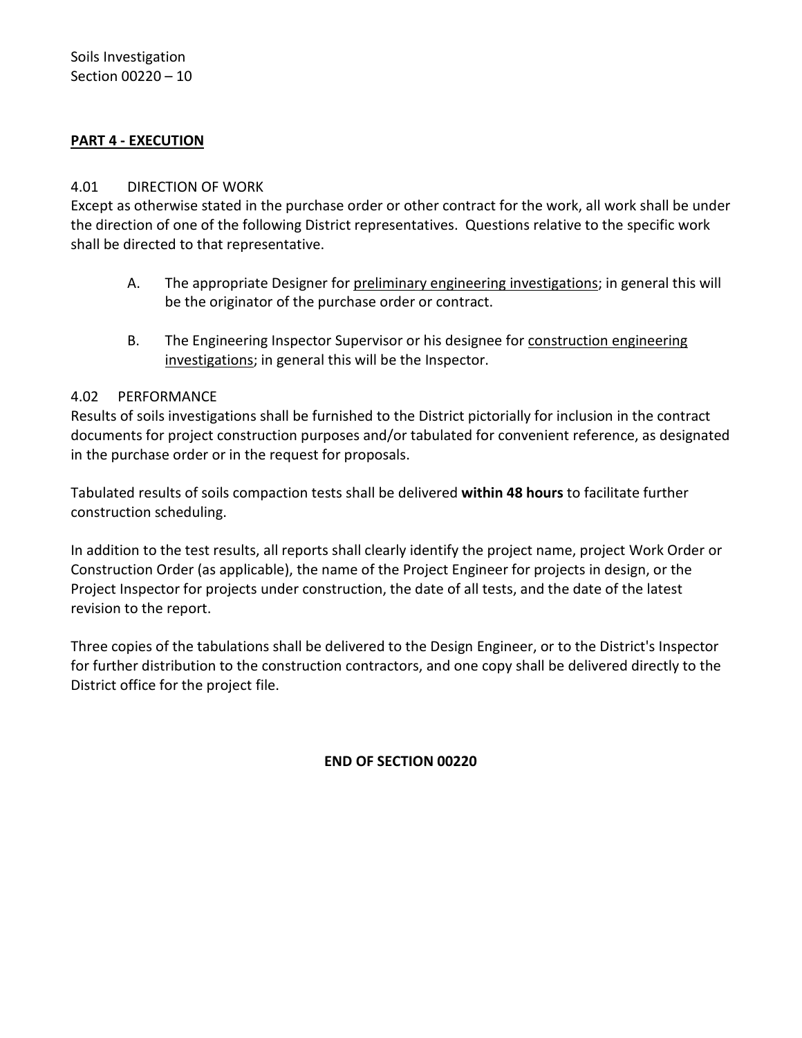## PART 4 - EXECUTION

### 4.01 DIRECTION OF WORK

Except as otherwise stated in the purchase order or other contract for the work, all work shall be under the direction of one of the following District representatives. Questions relative to the specific work shall be directed to that representative.

A. The appropriate Designer for preliminary engineering investigations; in general this will be the originator of the purchase order or contract.

B. The Engineering Inspector Supervisor or his designee for construction engineering investigations; in general this will be the Inspector.

### 4.02 PERFORMANCE

Results of soils investigations shall be furnished to the District pictorially for inclusion in the contract documents for project construction purposes and/or tabulated for convenient reference, as designated in the purchase order or in the request for proposals.

Tabulated results of soils compaction tests shall be delivered **within 48 hours** to facilitate further construction scheduling.

In addition to the test results, all reports shall clearly identify the project name, project Work Order or Construction Order (as applicable), the name of the Project Engineer for projects in design, or the Project Inspector for projects under construction, the date of all tests, and the date of the latest revision to the report.

Three copies of the tabulations shall be delivered to the Design Engineer, or to the District's Inspector for further distribution to the construction contractors, and one copy shall be delivered directly to the District office for the project file.

**END OF SECTION 00220**